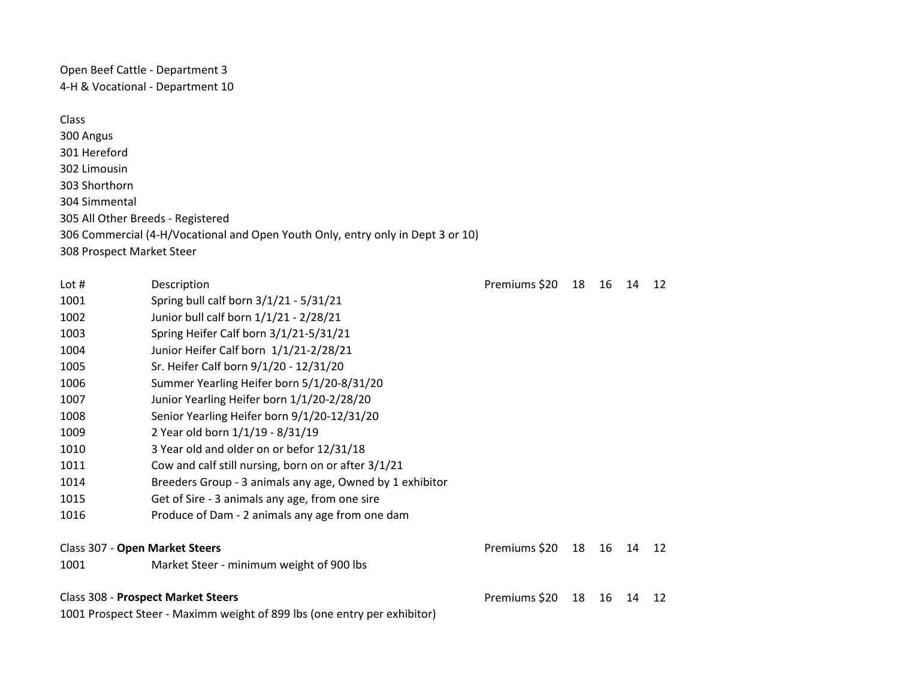Open Beef Cattle - Department 3
4-H & Vocational - Department 10

Class
300 Angus
301 Hereford
302 Limousin
303 Shorthorn
304 Simmental
305 All Other Breeds - Registered
306 Commercial (4-H/Vocational and Open Youth Only, entry only in Dept 3 or 10)
308 Prospect Market Steer

| Lot # | Description | Premiums $20 | 18 | 16 | 14 | 12 |
|---|---|---|---|---|---|---|
| 1001 | Spring bull calf born 3/1/21 - 5/31/21 | | | | | |
| 1002 | Junior bull calf born 1/1/21 - 2/28/21 | | | | | |
| 1003 | Spring Heifer Calf born 3/1/21-5/31/21 | | | | | |
| 1004 | Junior Heifer Calf born 1/1/21-2/28/21 | | | | | |
| 1005 | Sr. Heifer Calf born 9/1/20 - 12/31/20 | | | | | |
| 1006 | Summer Yearling Heifer born 5/1/20-8/31/20 | | | | | |
| 1007 | Junior Yearling Heifer born 1/1/20-2/28/20 | | | | | |
| 1008 | Senior Yearling Heifer born 9/1/20-12/31/20 | | | | | |
| 1009 | 2 Year old born 1/1/19 - 8/31/19 | | | | | |
| 1010 | 3 Year old and older on or befor 12/31/18 | | | | | |
| 1011 | Cow and calf still nursing, born on or after 3/1/21 | | | | | |
| 1014 | Breeders Group - 3 animals any age, Owned by 1 exhibitor | | | | | |
| 1015 | Get of Sire - 3 animals any age, from one sire | | | | | |
| 1016 | Produce of Dam - 2 animals any age from one dam | | | | | |

| Class 307 - **Open Market Steers** | | Premiums $20 | 18 | 16 | 14 | 12 |
|---|---|---|---|---|---|---|
| 1001 | Market Steer - minimum weight of 900 lbs | | | | | |

| Class 308 - **Prospect Market Steers** | Premiums $20 | 18 | 16 | 14 | 12 |
|---|---|---|---|---|---|
| 1001 Prospect Steer - Maximm weight of 899 lbs (one entry per exhibitor) | | | | | |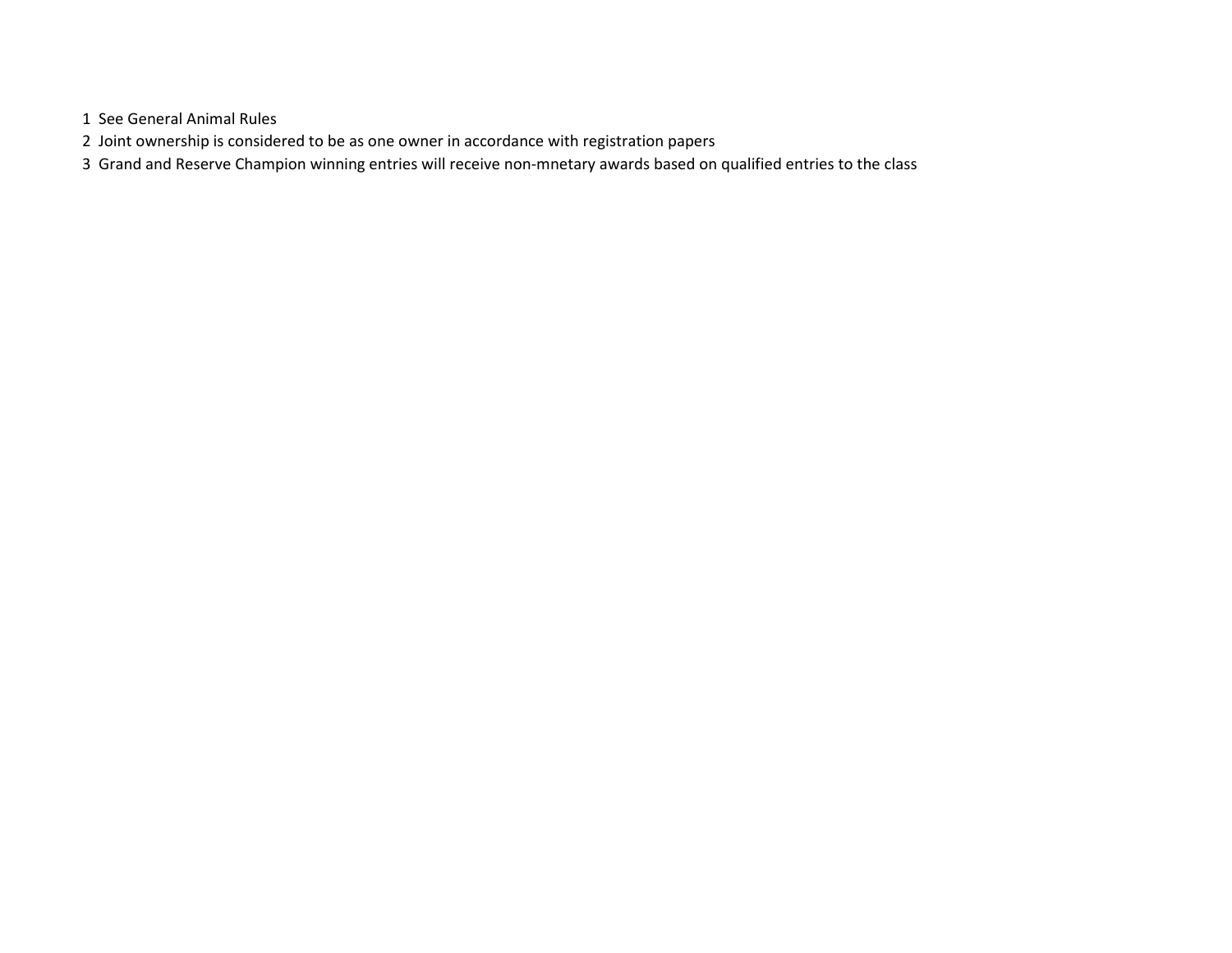1 See General Animal Rules
2 Joint ownership is considered to be as one owner in accordance with registration papers
3 Grand and Reserve Champion winning entries will receive non-mnetary awards based on qualified entries to the class